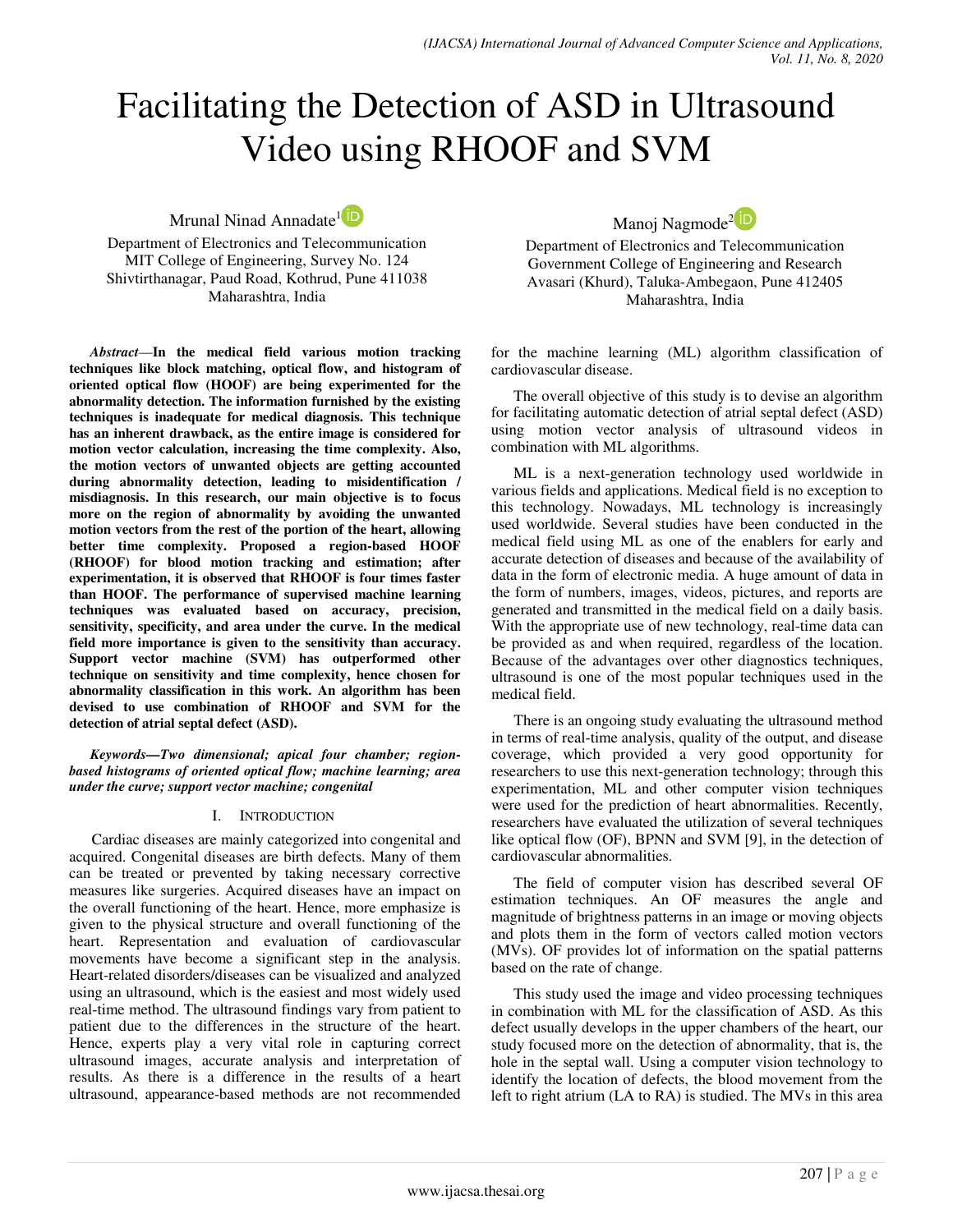# Facilitating the Detection of ASD in Ultrasound Video using RHOOF and SVM

Mrunal Ninad Annadate[1]
Department of Electronics and Telecommunication
MIT College of Engineering, Survey No. 124
Shivtirthanagar, Paud Road, Kothrud, Pune 411038
Maharashtra, India

Manoj Nagmode[2]
Department of Electronics and Telecommunication
Government College of Engineering and Research
Avasari (Khurd), Taluka-Ambegaon, Pune 412405
Maharashtra, India

***Abstract*—In the medical field various motion tracking techniques like block matching, optical flow, and histogram of oriented optical flow (HOOF) are being experimented for the abnormality detection. The information furnished by the existing techniques is inadequate for medical diagnosis. This technique has an inherent drawback, as the entire image is considered for motion vector calculation, increasing the time complexity. Also, the motion vectors of unwanted objects are getting accounted during abnormality detection, leading to misidentification / misdiagnosis. In this research, our main objective is to focus more on the region of abnormality by avoiding the unwanted motion vectors from the rest of the portion of the heart, allowing better time complexity. Proposed a region-based HOOF (RHOOF) for blood motion tracking and estimation; after experimentation, it is observed that RHOOF is four times faster than HOOF. The performance of supervised machine learning techniques was evaluated based on accuracy, precision, sensitivity, specificity, and area under the curve. In the medical field more importance is given to the sensitivity than accuracy. Support vector machine (SVM) has outperformed other technique on sensitivity and time complexity, hence chosen for abnormality classification in this work. An algorithm has been devised to use combination of RHOOF and SVM for the detection of atrial septal defect (ASD).**

***Keywords—Two dimensional; apical four chamber; region-based histograms of oriented optical flow; machine learning; area under the curve; support vector machine; congenital***

## I. Introduction

Cardiac diseases are mainly categorized into congenital and acquired. Congenital diseases are birth defects. Many of them can be treated or prevented by taking necessary corrective measures like surgeries. Acquired diseases have an impact on the overall functioning of the heart. Hence, more emphasize is given to the physical structure and overall functioning of the heart. Representation and evaluation of cardiovascular movements have become a significant step in the analysis. Heart-related disorders/diseases can be visualized and analyzed using an ultrasound, which is the easiest and most widely used real-time method. The ultrasound findings vary from patient to patient due to the differences in the structure of the heart. Hence, experts play a very vital role in capturing correct ultrasound images, accurate analysis and interpretation of results. As there is a difference in the results of a heart ultrasound, appearance-based methods are not recommended for the machine learning (ML) algorithm classification of cardiovascular disease.

The overall objective of this study is to devise an algorithm for facilitating automatic detection of atrial septal defect (ASD) using motion vector analysis of ultrasound videos in combination with ML algorithms.

ML is a next-generation technology used worldwide in various fields and applications. Medical field is no exception to this technology. Nowadays, ML technology is increasingly used worldwide. Several studies have been conducted in the medical field using ML as one of the enablers for early and accurate detection of diseases and because of the availability of data in the form of electronic media. A huge amount of data in the form of numbers, images, videos, pictures, and reports are generated and transmitted in the medical field on a daily basis. With the appropriate use of new technology, real-time data can be provided as and when required, regardless of the location. Because of the advantages over other diagnostics techniques, ultrasound is one of the most popular techniques used in the medical field.

There is an ongoing study evaluating the ultrasound method in terms of real-time analysis, quality of the output, and disease coverage, which provided a very good opportunity for researchers to use this next-generation technology; through this experimentation, ML and other computer vision techniques were used for the prediction of heart abnormalities. Recently, researchers have evaluated the utilization of several techniques like optical flow (OF), BPNN and SVM [9], in the detection of cardiovascular abnormalities.

The field of computer vision has described several OF estimation techniques. An OF measures the angle and magnitude of brightness patterns in an image or moving objects and plots them in the form of vectors called motion vectors (MVs). OF provides lot of information on the spatial patterns based on the rate of change.

This study used the image and video processing techniques in combination with ML for the classification of ASD. As this defect usually develops in the upper chambers of the heart, our study focused more on the detection of abnormality, that is, the hole in the septal wall. Using a computer vision technology to identify the location of defects, the blood movement from the left to right atrium (LA to RA) is studied. The MVs in this area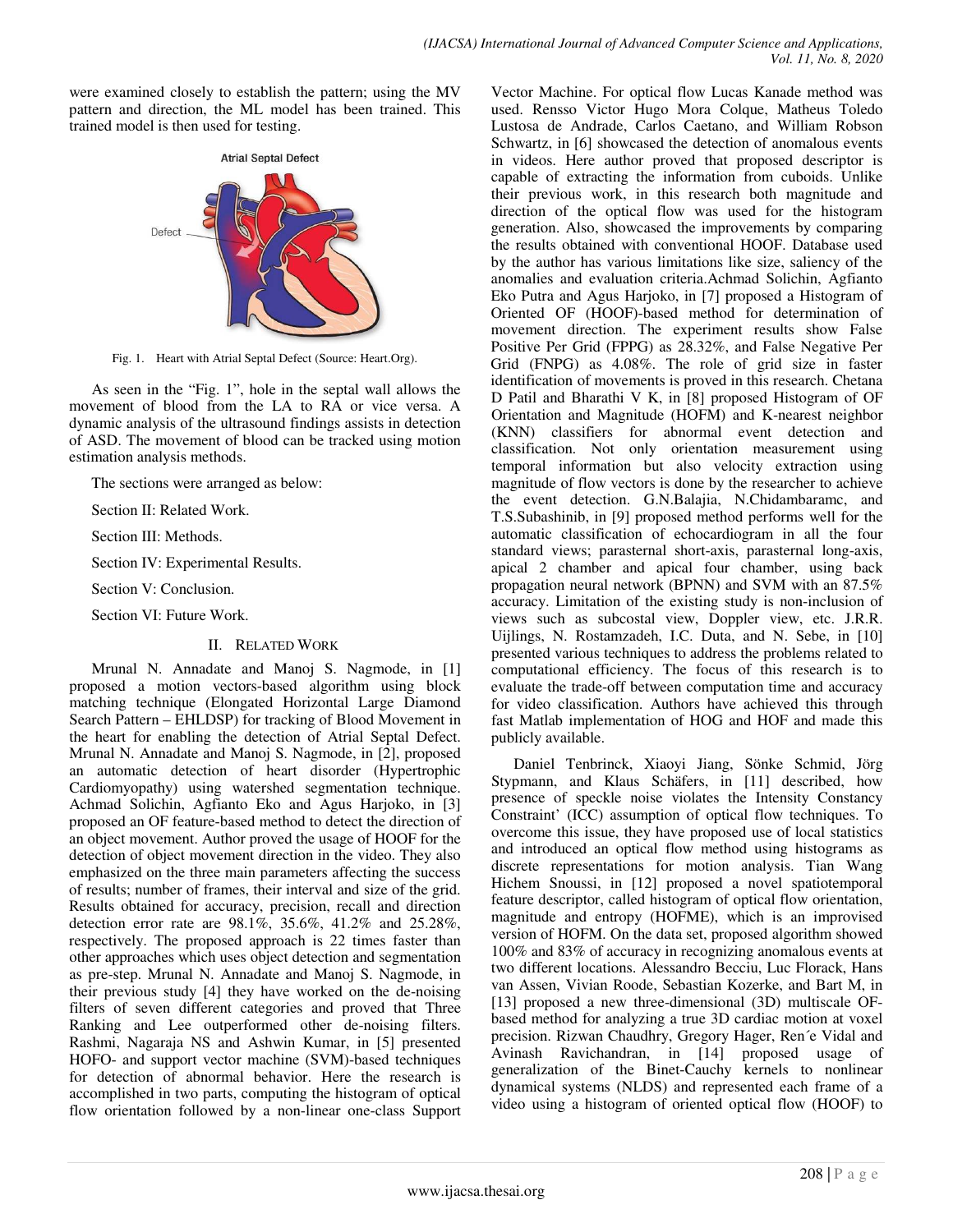were examined closely to establish the pattern; using the MV pattern and direction, the ML model has been trained. This trained model is then used for testing.

Fig. 1. Heart with Atrial Septal Defect (Source: Heart.Org).

As seen in the "Fig. 1", hole in the septal wall allows the movement of blood from the LA to RA or vice versa. A dynamic analysis of the ultrasound findings assists in detection of ASD. The movement of blood can be tracked using motion estimation analysis methods.

The sections were arranged as below:

Section II: Related Work.

Section III: Methods.

Section IV: Experimental Results.

Section V: Conclusion.

Section VI: Future Work.

## II. Related Work

Mrunal N. Annadate and Manoj S. Nagmode, in [1] proposed a motion vectors-based algorithm using block matching technique (Elongated Horizontal Large Diamond Search Pattern – EHLDSP) for tracking of Blood Movement in the heart for enabling the detection of Atrial Septal Defect. Mrunal N. Annadate and Manoj S. Nagmode, in [2], proposed an automatic detection of heart disorder (Hypertrophic Cardiomyopathy) using watershed segmentation technique. Achmad Solichin, Agfianto Eko and Agus Harjoko, in [3] proposed an OF feature-based method to detect the direction of an object movement. Author proved the usage of HOOF for the detection of object movement direction in the video. They also emphasized on the three main parameters affecting the success of results; number of frames, their interval and size of the grid. Results obtained for accuracy, precision, recall and direction detection error rate are 98.1%, 35.6%, 41.2% and 25.28%, respectively. The proposed approach is 22 times faster than other approaches which uses object detection and segmentation as pre-step. Mrunal N. Annadate and Manoj S. Nagmode, in their previous study [4] they have worked on the de-noising filters of seven different categories and proved that Three Ranking and Lee outperformed other de-noising filters. Rashmi, Nagaraja NS and Ashwin Kumar, in [5] presented HOFO- and support vector machine (SVM)-based techniques for detection of abnormal behavior. Here the research is accomplished in two parts, computing the histogram of optical flow orientation followed by a non-linear one-class Support Vector Machine. For optical flow Lucas Kanade method was used. Rensso Victor Hugo Mora Colque, Matheus Toledo Lustosa de Andrade, Carlos Caetano, and William Robson Schwartz, in [6] showcased the detection of anomalous events in videos. Here author proved that proposed descriptor is capable of extracting the information from cuboids. Unlike their previous work, in this research both magnitude and direction of the optical flow was used for the histogram generation. Also, showcased the improvements by comparing the results obtained with conventional HOOF. Database used by the author has various limitations like size, saliency of the anomalies and evaluation criteria.Achmad Solichin, Agfianto Eko Putra and Agus Harjoko, in [7] proposed a Histogram of Oriented OF (HOOF)-based method for determination of movement direction. The experiment results show False Positive Per Grid (FPPG) as 28.32%, and False Negative Per Grid (FNPG) as 4.08%. The role of grid size in faster identification of movements is proved in this research. Chetana D Patil and Bharathi V K, in [8] proposed Histogram of OF Orientation and Magnitude (HOFM) and K-nearest neighbor (KNN) classifiers for abnormal event detection and classification. Not only orientation measurement using temporal information but also velocity extraction using magnitude of flow vectors is done by the researcher to achieve the event detection. G.N.Balajia, N.Chidambaramc, and T.S.Subashinib, in [9] proposed method performs well for the automatic classification of echocardiogram in all the four standard views; parasternal short-axis, parasternal long-axis, apical 2 chamber and apical four chamber, using back propagation neural network (BPNN) and SVM with an 87.5% accuracy. Limitation of the existing study is non-inclusion of views such as subcostal view, Doppler view, etc. J.R.R. Uijlings, N. Rostamzadeh, I.C. Duta, and N. Sebe, in [10] presented various techniques to address the problems related to computational efficiency. The focus of this research is to evaluate the trade-off between computation time and accuracy for video classification. Authors have achieved this through fast Matlab implementation of HOG and HOF and made this publicly available.

Daniel Tenbrinck, Xiaoyi Jiang, Sönke Schmid, Jörg Stypmann, and Klaus Schäfers, in [11] described, how presence of speckle noise violates the Intensity Constancy Constraint' (ICC) assumption of optical flow techniques. To overcome this issue, they have proposed use of local statistics and introduced an optical flow method using histograms as discrete representations for motion analysis. Tian Wang Hichem Snoussi, in [12] proposed a novel spatiotemporal feature descriptor, called histogram of optical flow orientation, magnitude and entropy (HOFME), which is an improvised version of HOFM. On the data set, proposed algorithm showed 100% and 83% of accuracy in recognizing anomalous events at two different locations. Alessandro Becciu, Luc Florack, Hans van Assen, Vivian Roode, Sebastian Kozerke, and Bart M, in [13] proposed a new three-dimensional (3D) multiscale OF-based method for analyzing a true 3D cardiac motion at voxel precision. Rizwan Chaudhry, Gregory Hager, Ren´e Vidal and Avinash Ravichandran, in [14] proposed usage of generalization of the Binet-Cauchy kernels to nonlinear dynamical systems (NLDS) and represented each frame of a video using a histogram of oriented optical flow (HOOF) to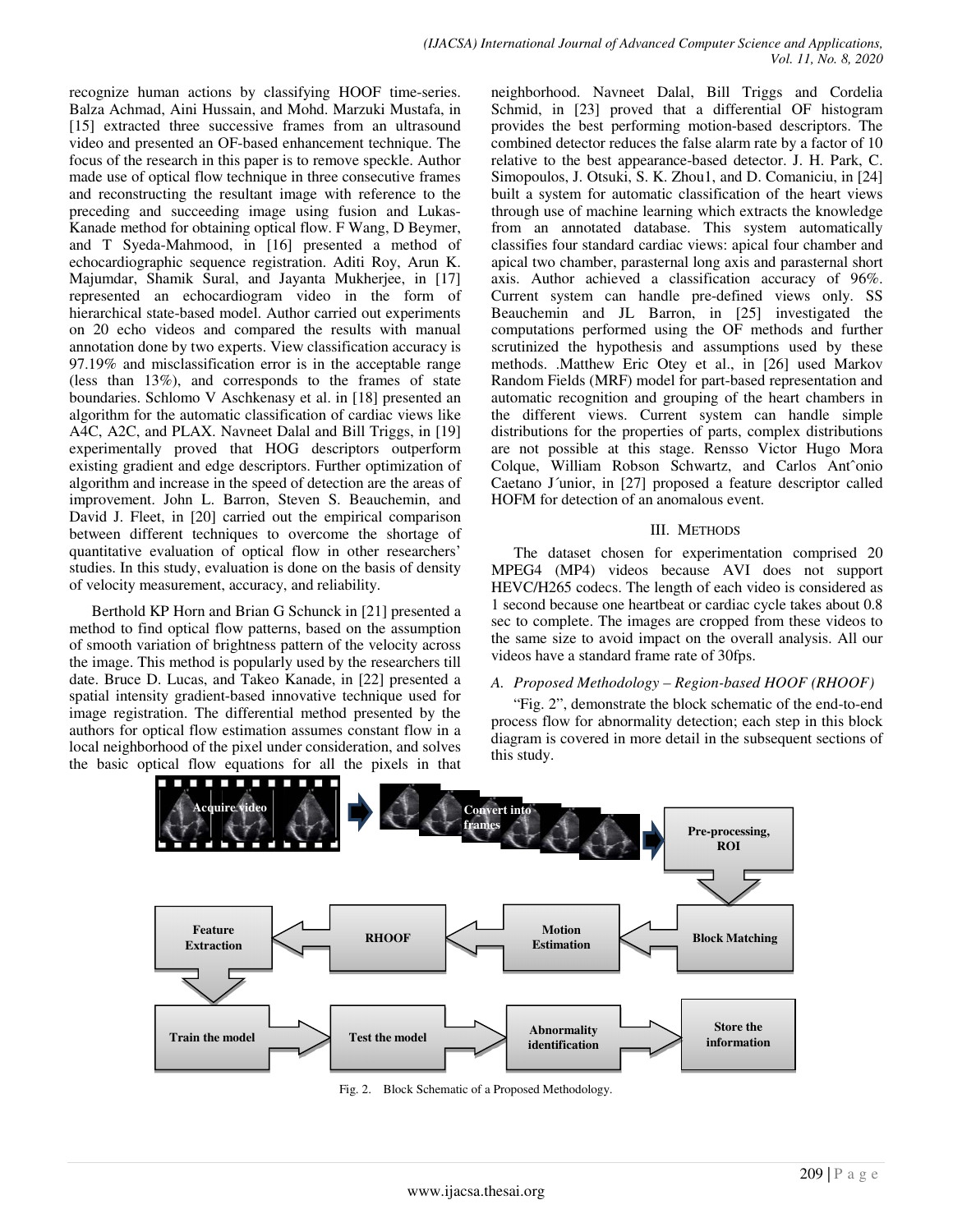recognize human actions by classifying HOOF time-series. Balza Achmad, Aini Hussain, and Mohd. Marzuki Mustafa, in [15] extracted three successive frames from an ultrasound video and presented an OF-based enhancement technique. The focus of the research in this paper is to remove speckle. Author made use of optical flow technique in three consecutive frames and reconstructing the resultant image with reference to the preceding and succeeding image using fusion and Lukas-Kanade method for obtaining optical flow. F Wang, D Beymer, and T Syeda-Mahmood, in [16] presented a method of echocardiographic sequence registration. Aditi Roy, Arun K. Majumdar, Shamik Sural, and Jayanta Mukherjee, in [17] represented an echocardiogram video in the form of hierarchical state-based model. Author carried out experiments on 20 echo videos and compared the results with manual annotation done by two experts. View classification accuracy is 97.19% and misclassification error is in the acceptable range (less than 13%), and corresponds to the frames of state boundaries. Schlomo V Aschkenasy et al. in [18] presented an algorithm for the automatic classification of cardiac views like A4C, A2C, and PLAX. Navneet Dalal and Bill Triggs, in [19] experimentally proved that HOG descriptors outperform existing gradient and edge descriptors. Further optimization of algorithm and increase in the speed of detection are the areas of improvement. John L. Barron, Steven S. Beauchemin, and David J. Fleet, in [20] carried out the empirical comparison between different techniques to overcome the shortage of quantitative evaluation of optical flow in other researchers' studies. In this study, evaluation is done on the basis of density of velocity measurement, accuracy, and reliability.

Berthold KP Horn and Brian G Schunck in [21] presented a method to find optical flow patterns, based on the assumption of smooth variation of brightness pattern of the velocity across the image. This method is popularly used by the researchers till date. Bruce D. Lucas, and Takeo Kanade, in [22] presented a spatial intensity gradient-based innovative technique used for image registration. The differential method presented by the authors for optical flow estimation assumes constant flow in a local neighborhood of the pixel under consideration, and solves the basic optical flow equations for all the pixels in that neighborhood. Navneet Dalal, Bill Triggs and Cordelia Schmid, in [23] proved that a differential OF histogram provides the best performing motion-based descriptors. The combined detector reduces the false alarm rate by a factor of 10 relative to the best appearance-based detector. J. H. Park, C. Simopoulos, J. Otsuki, S. K. Zhou1, and D. Comaniciu, in [24] built a system for automatic classification of the heart views through use of machine learning which extracts the knowledge from an annotated database. This system automatically classifies four standard cardiac views: apical four chamber and apical two chamber, parasternal long axis and parasternal short axis. Author achieved a classification accuracy of 96%. Current system can handle pre-defined views only. SS Beauchemin and JL Barron, in [25] investigated the computations performed using the OF methods and further scrutinized the hypothesis and assumptions used by these methods. .Matthew Eric Otey et al., in [26] used Markov Random Fields (MRF) model for part-based representation and automatic recognition and grouping of the heart chambers in the different views. Current system can handle simple distributions for the properties of parts, complex distributions are not possible at this stage. Rensso Victor Hugo Mora Colque, William Robson Schwartz, and Carlos Antˆonio Caetano J´unior, in [27] proposed a feature descriptor called HOFM for detection of an anomalous event.

## III. Methods

The dataset chosen for experimentation comprised 20 MPEG4 (MP4) videos because AVI does not support HEVC/H265 codecs. The length of each video is considered as 1 second because one heartbeat or cardiac cycle takes about 0.8 sec to complete. The images are cropped from these videos to the same size to avoid impact on the overall analysis. All our videos have a standard frame rate of 30fps.

### A. Proposed Methodology – Region-based HOOF (RHOOF)

"Fig. 2", demonstrate the block schematic of the end-to-end process flow for abnormality detection; each step in this block diagram is covered in more detail in the subsequent sections of this study.

Acquire video → Convert into frames → Pre-processing, ROI → Block Matching → Motion Estimation → RHOOF → Feature Extraction → Train the model → Test the model → Abnormality identification → Store the information

Fig. 2. Block Schematic of a Proposed Methodology.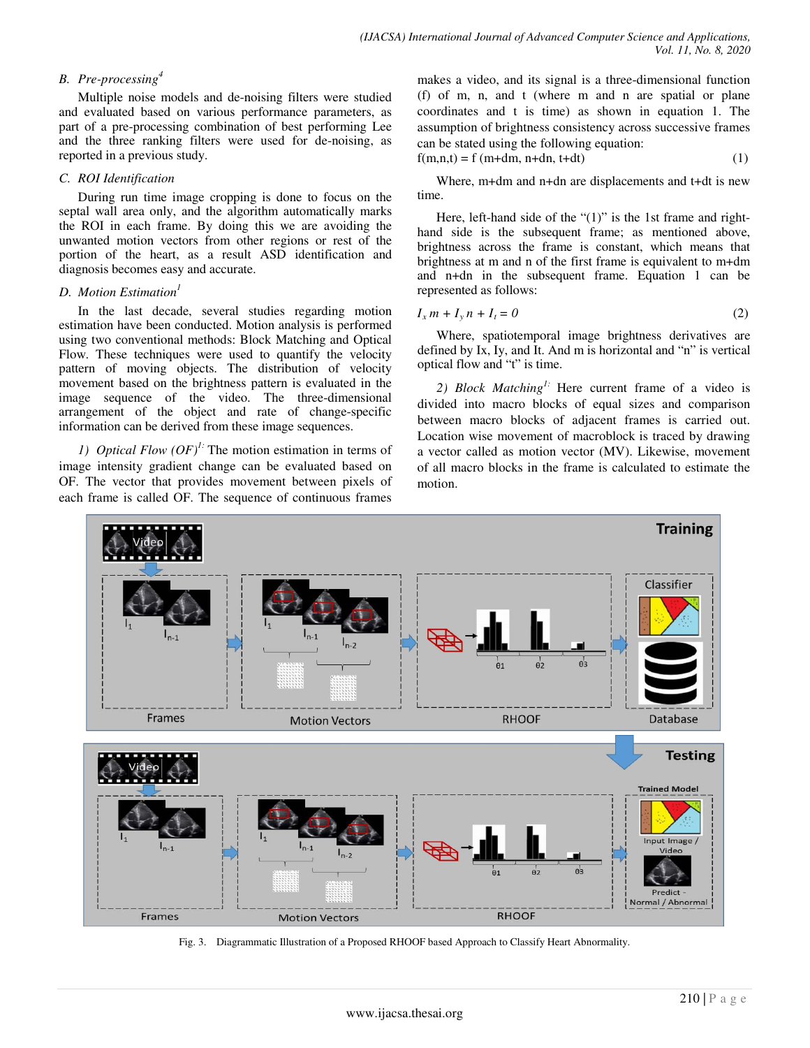### B. *Pre-processing*[4]

Multiple noise models and de-noising filters were studied and evaluated based on various performance parameters, as part of a pre-processing combination of best performing Lee and the three ranking filters were used for de-noising, as reported in a previous study.

### C. *ROI Identification*

During run time image cropping is done to focus on the septal wall area only, and the algorithm automatically marks the ROI in each frame. By doing this we are avoiding the unwanted motion vectors from other regions or rest of the portion of the heart, as a result ASD identification and diagnosis becomes easy and accurate.

### D. *Motion Estimation*[1]

In the last decade, several studies regarding motion estimation have been conducted. Motion analysis is performed using two conventional methods: Block Matching and Optical Flow. These techniques were used to quantify the velocity pattern of moving objects. The distribution of velocity movement based on the brightness pattern is evaluated in the image sequence of the video. The three-dimensional arrangement of the object and rate of change-specific information can be derived from these image sequences.

*1) Optical Flow (OF)*[1:] The motion estimation in terms of image intensity gradient change can be evaluated based on OF. The vector that provides movement between pixels of each frame is called OF. The sequence of continuous frames makes a video, and its signal is a three-dimensional function (f) of m, n, and t (where m and n are spatial or plane coordinates and t is time) as shown in equation 1. The assumption of brightness consistency across successive frames can be stated using the following equation:

$$f(m,n,t) = f(m+dm, n+dn, t+dt) \quad (1)$$

Where, m+dm and n+dn are displacements and t+dt is new time.

Here, left-hand side of the "(1)" is the 1st frame and right-hand side is the subsequent frame; as mentioned above, brightness across the frame is constant, which means that brightness at m and n of the first frame is equivalent to m+dm and n+dn in the subsequent frame. Equation 1 can be represented as follows:

$$I_x m + I_y n + I_t = 0 \quad (2)$$

Where, spatiotemporal image brightness derivatives are defined by Ix, Iy, and It. And m is horizontal and "n" is vertical optical flow and "t" is time.

*2) Block Matching*[1:] Here current frame of a video is divided into macro blocks of equal sizes and comparison between macro blocks of adjacent frames is carried out. Location wise movement of macroblock is traced by drawing a vector called as motion vector (MV). Likewise, movement of all macro blocks in the frame is calculated to estimate the motion.

Fig. 3. Diagrammatic Illustration of a Proposed RHOOF based Approach to Classify Heart Abnormality.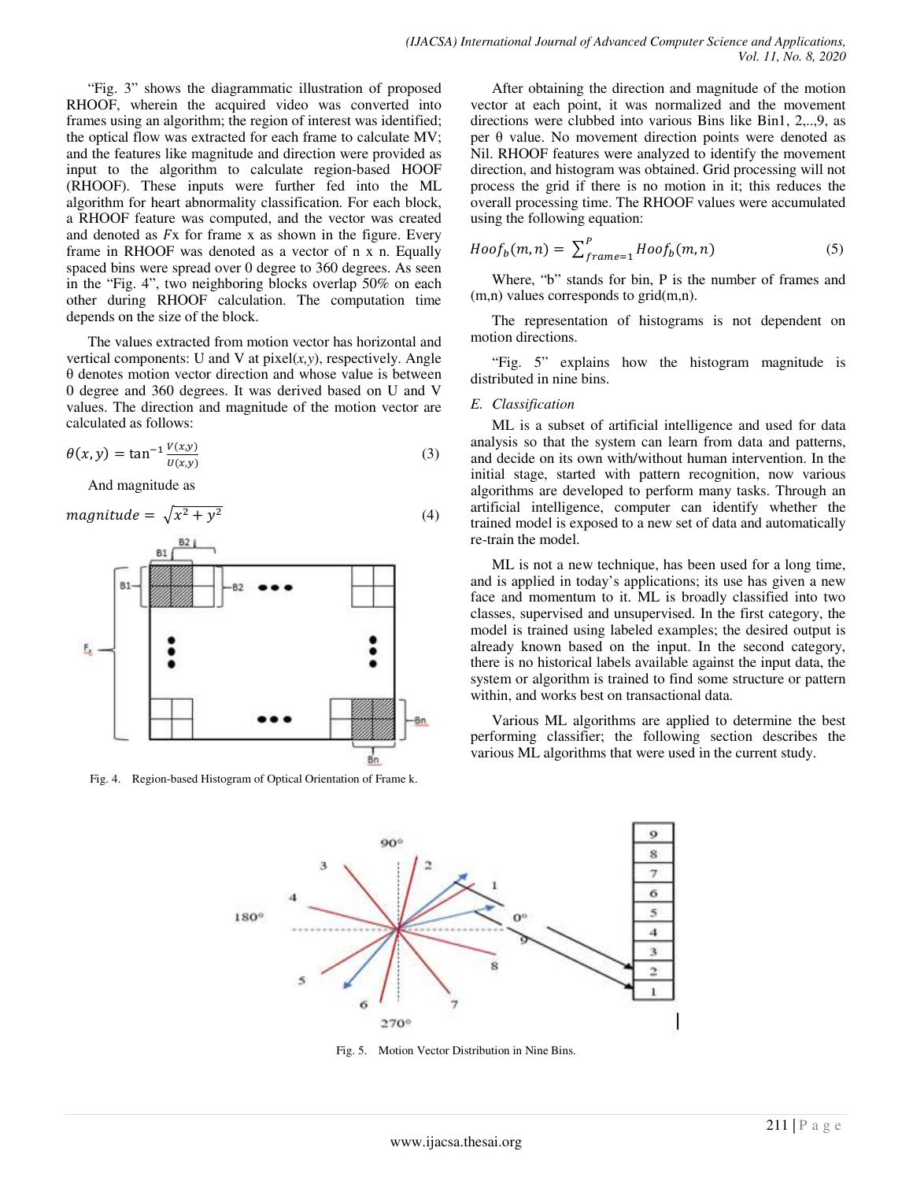"Fig. 3" shows the diagrammatic illustration of proposed RHOOF, wherein the acquired video was converted into frames using an algorithm; the region of interest was identified; the optical flow was extracted for each frame to calculate MV; and the features like magnitude and direction were provided as input to the algorithm to calculate region-based HOOF (RHOOF). These inputs were further fed into the ML algorithm for heart abnormality classification. For each block, a RHOOF feature was computed, and the vector was created and denoted as $Fx$ for frame x as shown in the figure. Every frame in RHOOF was denoted as a vector of n x n. Equally spaced bins were spread over 0 degree to 360 degrees. As seen in the "Fig. 4", two neighboring blocks overlap 50% on each other during RHOOF calculation. The computation time depends on the size of the block.

The values extracted from motion vector has horizontal and vertical components: U and V at pixel$(x,y)$, respectively. Angle θ denotes motion vector direction and whose value is between 0 degree and 360 degrees. It was derived based on U and V values. The direction and magnitude of the motion vector are calculated as follows:

$$\theta(x,y) = \tan^{-1}\frac{V(x,y)}{U(x,y)} \tag{3}$$

And magnitude as

$$magnitude = \sqrt{x^2 + y^2} \tag{4}$$

Fig. 4. Region-based Histogram of Optical Orientation of Frame k.

After obtaining the direction and magnitude of the motion vector at each point, it was normalized and the movement directions were clubbed into various Bins like Bin1, 2,..,9, as per θ value. No movement direction points were denoted as Nil. RHOOF features were analyzed to identify the movement direction, and histogram was obtained. Grid processing will not process the grid if there is no motion in it; this reduces the overall processing time. The RHOOF values were accumulated using the following equation:

$$Hoof_b(m,n) = \sum_{frame=1}^{P} Hoof_b(m,n) \tag{5}$$

Where, "b" stands for bin, P is the number of frames and (m,n) values corresponds to grid(m,n).

The representation of histograms is not dependent on motion directions.

"Fig. 5" explains how the histogram magnitude is distributed in nine bins.

### *E. Classification*

ML is a subset of artificial intelligence and used for data analysis so that the system can learn from data and patterns, and decide on its own with/without human intervention. In the initial stage, started with pattern recognition, now various algorithms are developed to perform many tasks. Through an artificial intelligence, computer can identify whether the trained model is exposed to a new set of data and automatically re-train the model.

ML is not a new technique, has been used for a long time, and is applied in today's applications; its use has given a new face and momentum to it. ML is broadly classified into two classes, supervised and unsupervised. In the first category, the model is trained using labeled examples; the desired output is already known based on the input. In the second category, there is no historical labels available against the input data, the system or algorithm is trained to find some structure or pattern within, and works best on transactional data.

Various ML algorithms are applied to determine the best performing classifier; the following section describes the various ML algorithms that were used in the current study.

Fig. 5. Motion Vector Distribution in Nine Bins.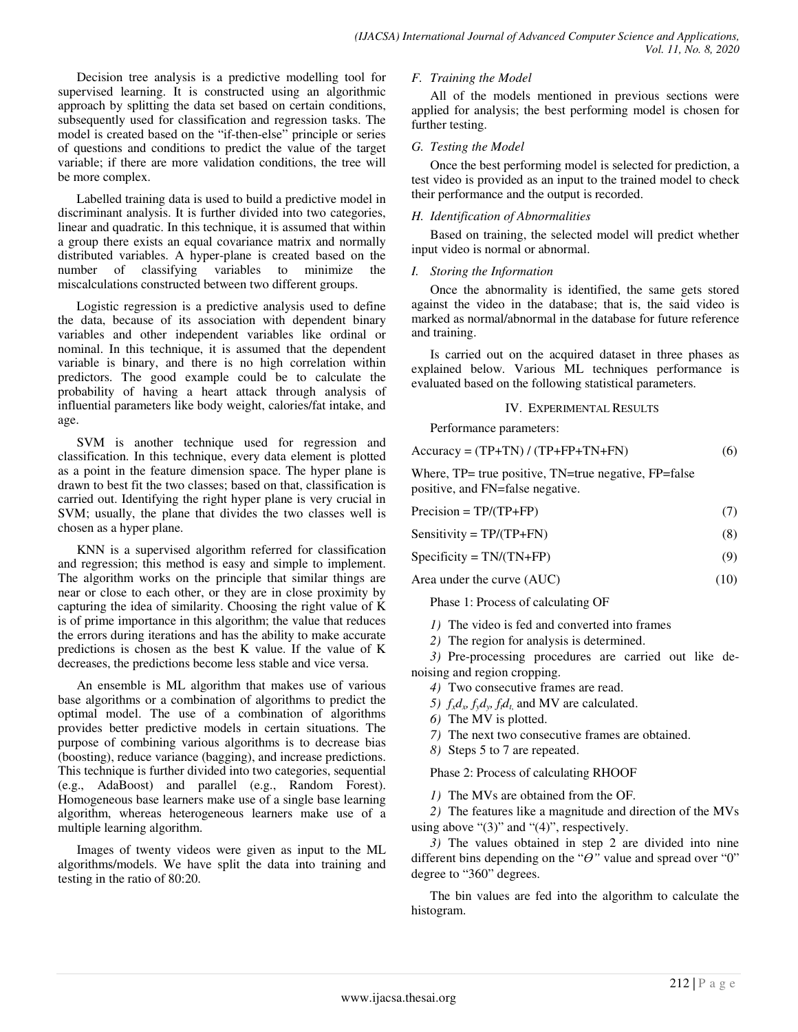Decision tree analysis is a predictive modelling tool for supervised learning. It is constructed using an algorithmic approach by splitting the data set based on certain conditions, subsequently used for classification and regression tasks. The model is created based on the "if-then-else" principle or series of questions and conditions to predict the value of the target variable; if there are more validation conditions, the tree will be more complex.

Labelled training data is used to build a predictive model in discriminant analysis. It is further divided into two categories, linear and quadratic. In this technique, it is assumed that within a group there exists an equal covariance matrix and normally distributed variables. A hyper-plane is created based on the number of classifying variables to minimize the miscalculations constructed between two different groups.

Logistic regression is a predictive analysis used to define the data, because of its association with dependent binary variables and other independent variables like ordinal or nominal. In this technique, it is assumed that the dependent variable is binary, and there is no high correlation within predictors. The good example could be to calculate the probability of having a heart attack through analysis of influential parameters like body weight, calories/fat intake, and age.

SVM is another technique used for regression and classification. In this technique, every data element is plotted as a point in the feature dimension space. The hyper plane is drawn to best fit the two classes; based on that, classification is carried out. Identifying the right hyper plane is very crucial in SVM; usually, the plane that divides the two classes well is chosen as a hyper plane.

KNN is a supervised algorithm referred for classification and regression; this method is easy and simple to implement. The algorithm works on the principle that similar things are near or close to each other, or they are in close proximity by capturing the idea of similarity. Choosing the right value of K is of prime importance in this algorithm; the value that reduces the errors during iterations and has the ability to make accurate predictions is chosen as the best K value. If the value of K decreases, the predictions become less stable and vice versa.

An ensemble is ML algorithm that makes use of various base algorithms or a combination of algorithms to predict the optimal model. The use of a combination of algorithms provides better predictive models in certain situations. The purpose of combining various algorithms is to decrease bias (boosting), reduce variance (bagging), and increase predictions. This technique is further divided into two categories, sequential (e.g., AdaBoost) and parallel (e.g., Random Forest). Homogeneous base learners make use of a single base learning algorithm, whereas heterogeneous learners make use of a multiple learning algorithm.

Images of twenty videos were given as input to the ML algorithms/models. We have split the data into training and testing in the ratio of 80:20.

### *F. Training the Model*

All of the models mentioned in previous sections were applied for analysis; the best performing model is chosen for further testing.

### *G. Testing the Model*

Once the best performing model is selected for prediction, a test video is provided as an input to the trained model to check their performance and the output is recorded.

### *H. Identification of Abnormalities*

Based on training, the selected model will predict whether input video is normal or abnormal.

### *I. Storing the Information*

Once the abnormality is identified, the same gets stored against the video in the database; that is, the said video is marked as normal/abnormal in the database for future reference and training.

Is carried out on the acquired dataset in three phases as explained below. Various ML techniques performance is evaluated based on the following statistical parameters.

## IV. Experimental Results

Performance parameters:

$$\text{Accuracy} = (TP+TN) / (TP+FP+TN+FN) \tag{6}$$

Where, TP= true positive, TN=true negative, FP=false positive, and FN=false negative.

$$\text{Precision} = TP/(TP+FP) \tag{7}$$

$$\text{Sensitivity} = TP/(TP+FN) \tag{8}$$

$$\text{Specificity} = TN/(TN+FP) \tag{9}$$

$$\text{Area under the curve (AUC)} \tag{10}$$

Phase 1: Process of calculating OF

1) The video is fed and converted into frames
2) The region for analysis is determined.
3) Pre-processing procedures are carried out like de-noising and region cropping.
4) Two consecutive frames are read.
5) $f_x d_x$, $f_y d_y$, $f_t d_t$, and MV are calculated.
6) The MV is plotted.
7) The next two consecutive frames are obtained.
8) Steps 5 to 7 are repeated.

Phase 2: Process of calculating RHOOF

1) The MVs are obtained from the OF.
2) The features like a magnitude and direction of the MVs using above "(3)" and "(4)", respectively.
3) The values obtained in step 2 are divided into nine different bins depending on the "$\Theta$" value and spread over "0" degree to "360" degrees.

The bin values are fed into the algorithm to calculate the histogram.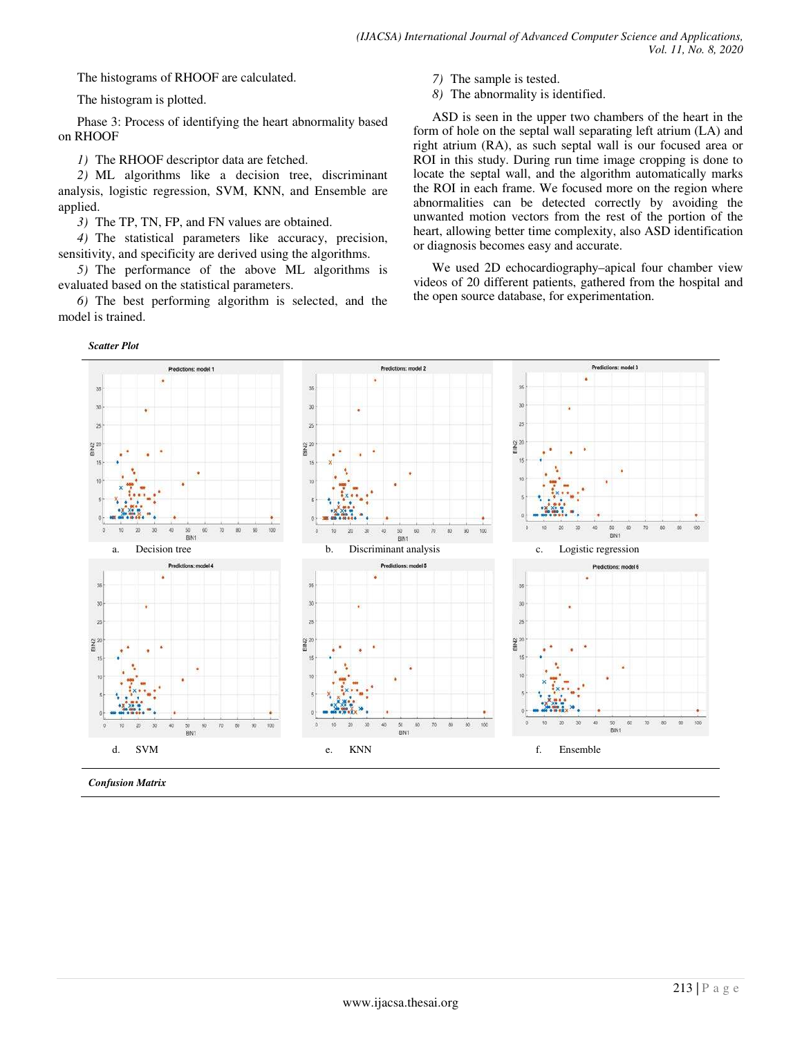The histograms of RHOOF are calculated.

The histogram is plotted.

Phase 3: Process of identifying the heart abnormality based on RHOOF

1) The RHOOF descriptor data are fetched.
2) ML algorithms like a decision tree, discriminant analysis, logistic regression, SVM, KNN, and Ensemble are applied.
3) The TP, TN, FP, and FN values are obtained.
4) The statistical parameters like accuracy, precision, sensitivity, and specificity are derived using the algorithms.
5) The performance of the above ML algorithms is evaluated based on the statistical parameters.
6) The best performing algorithm is selected, and the model is trained.
7) The sample is tested.
8) The abnormality is identified.

ASD is seen in the upper two chambers of the heart in the form of hole on the septal wall separating left atrium (LA) and right atrium (RA), as such septal wall is our focused area or ROI in this study. During run time image cropping is done to locate the septal wall, and the algorithm automatically marks the ROI in each frame. We focused more on the region where abnormalities can be detected correctly by avoiding the unwanted motion vectors from the rest of the portion of the heart, allowing better time complexity, also ASD identification or diagnosis becomes easy and accurate.

We used 2D echocardiography–apical four chamber view videos of 20 different patients, gathered from the hospital and the open source database, for experimentation.

*Scatter Plot*

| | | |
|---|---|---|
| a. Decision tree | b. Discriminant analysis | c. Logistic regression |
| d. SVM | e. KNN | f. Ensemble |

*Confusion Matrix*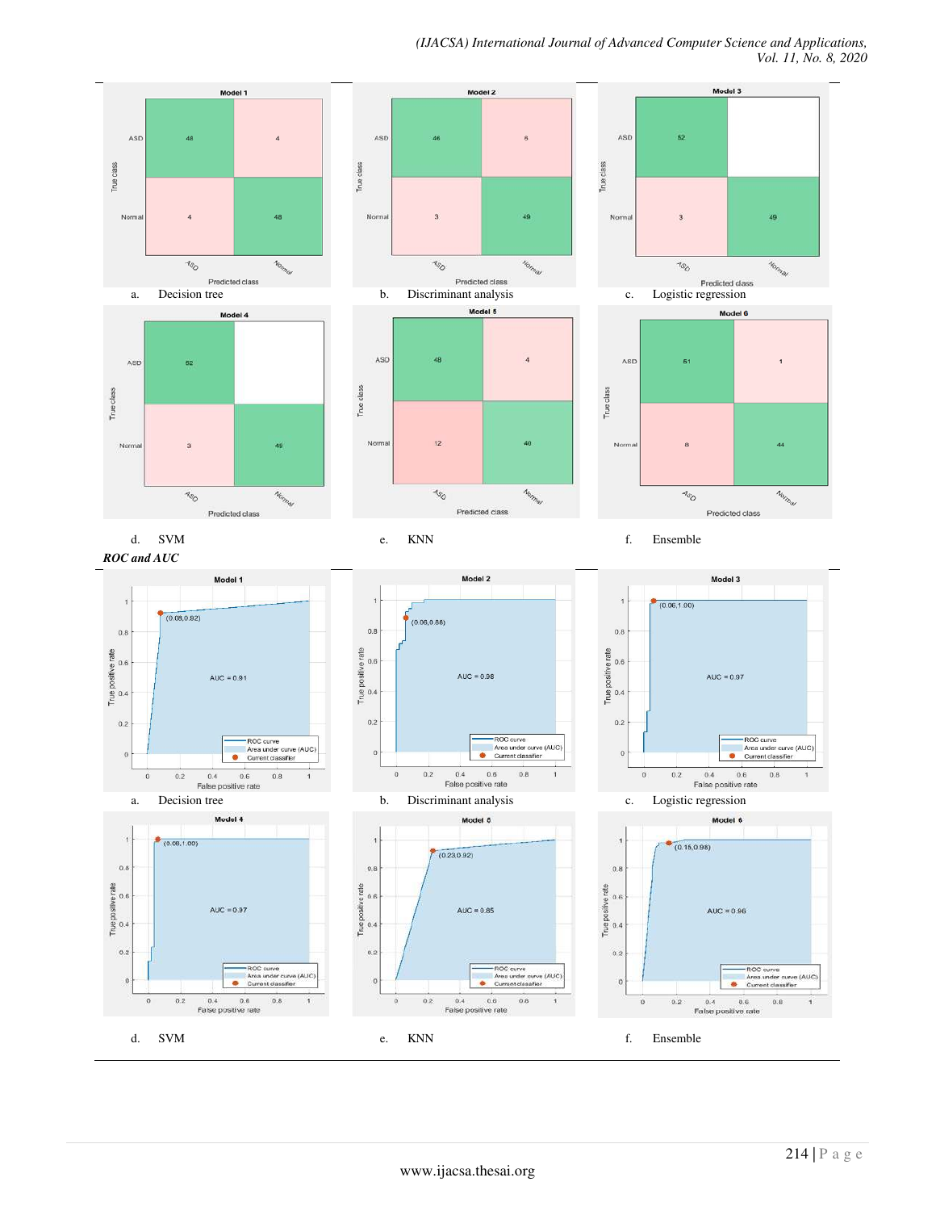a. Decision tree

b. Discriminant analysis

c. Logistic regression

d. SVM

e. KNN

f. Ensemble

*ROC and AUC*

a. Decision tree

b. Discriminant analysis

c. Logistic regression

d. SVM

e. KNN

f. Ensemble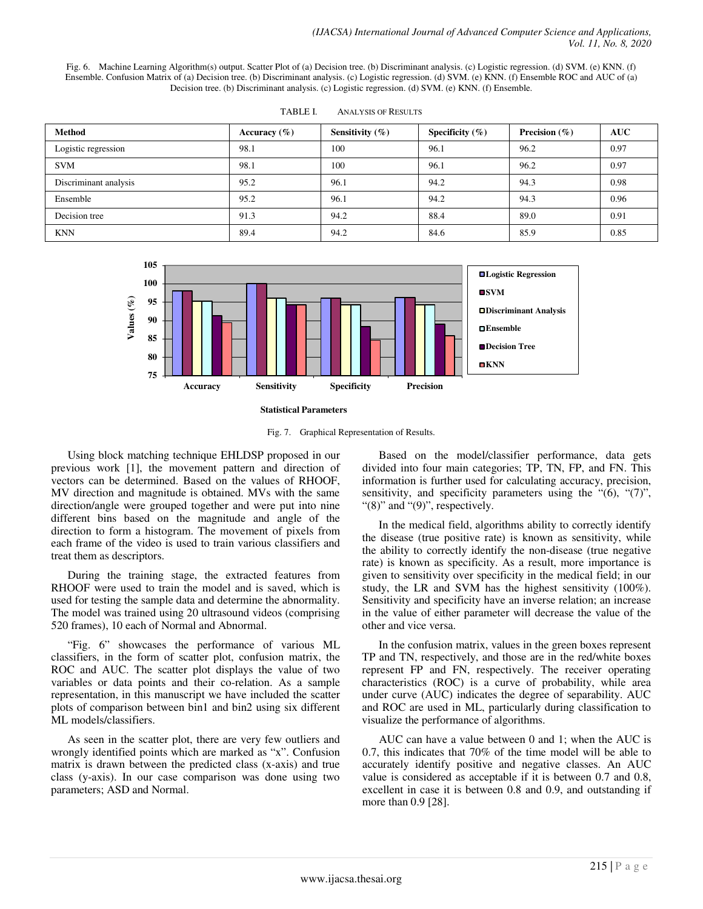Fig. 6. Machine Learning Algorithm(s) output. Scatter Plot of (a) Decision tree. (b) Discriminant analysis. (c) Logistic regression. (d) SVM. (e) KNN. (f) Ensemble. Confusion Matrix of (a) Decision tree. (b) Discriminant analysis. (c) Logistic regression. (d) SVM. (e) KNN. (f) Ensemble ROC and AUC of (a) Decision tree. (b) Discriminant analysis. (c) Logistic regression. (d) SVM. (e) KNN. (f) Ensemble.

TABLE I. ANALYSIS OF RESULTS

| Method | Accuracy (%) | Sensitivity (%) | Specificity (%) | Precision (%) | AUC |
|---|---|---|---|---|---|
| Logistic regression | 98.1 | 100 | 96.1 | 96.2 | 0.97 |
| SVM | 98.1 | 100 | 96.1 | 96.2 | 0.97 |
| Discriminant analysis | 95.2 | 96.1 | 94.2 | 94.3 | 0.98 |
| Ensemble | 95.2 | 96.1 | 94.2 | 94.3 | 0.96 |
| Decision tree | 91.3 | 94.2 | 88.4 | 89.0 | 0.91 |
| KNN | 89.4 | 94.2 | 84.6 | 85.9 | 0.85 |

Fig. 7. Graphical Representation of Results.

Using block matching technique EHLDSP proposed in our previous work [1], the movement pattern and direction of vectors can be determined. Based on the values of RHOOF, MV direction and magnitude is obtained. MVs with the same direction/angle were grouped together and were put into nine different bins based on the magnitude and angle of the direction to form a histogram. The movement of pixels from each frame of the video is used to train various classifiers and treat them as descriptors.

During the training stage, the extracted features from RHOOF were used to train the model and is saved, which is used for testing the sample data and determine the abnormality. The model was trained using 20 ultrasound videos (comprising 520 frames), 10 each of Normal and Abnormal.

"Fig. 6" showcases the performance of various ML classifiers, in the form of scatter plot, confusion matrix, the ROC and AUC. The scatter plot displays the value of two variables or data points and their co-relation. As a sample representation, in this manuscript we have included the scatter plots of comparison between bin1 and bin2 using six different ML models/classifiers.

As seen in the scatter plot, there are very few outliers and wrongly identified points which are marked as "x". Confusion matrix is drawn between the predicted class (x-axis) and true class (y-axis). In our case comparison was done using two parameters; ASD and Normal.

Based on the model/classifier performance, data gets divided into four main categories; TP, TN, FP, and FN. This information is further used for calculating accuracy, precision, sensitivity, and specificity parameters using the "(6), "(7)", "(8)" and "(9)", respectively.

In the medical field, algorithms ability to correctly identify the disease (true positive rate) is known as sensitivity, while the ability to correctly identify the non-disease (true negative rate) is known as specificity. As a result, more importance is given to sensitivity over specificity in the medical field; in our study, the LR and SVM has the highest sensitivity (100%). Sensitivity and specificity have an inverse relation; an increase in the value of either parameter will decrease the value of the other and vice versa.

In the confusion matrix, values in the green boxes represent TP and TN, respectively, and those are in the red/white boxes represent FP and FN, respectively. The receiver operating characteristics (ROC) is a curve of probability, while area under curve (AUC) indicates the degree of separability. AUC and ROC are used in ML, particularly during classification to visualize the performance of algorithms.

AUC can have a value between 0 and 1; when the AUC is 0.7, this indicates that 70% of the time model will be able to accurately identify positive and negative classes. An AUC value is considered as acceptable if it is between 0.7 and 0.8, excellent in case it is between 0.8 and 0.9, and outstanding if more than 0.9 [28].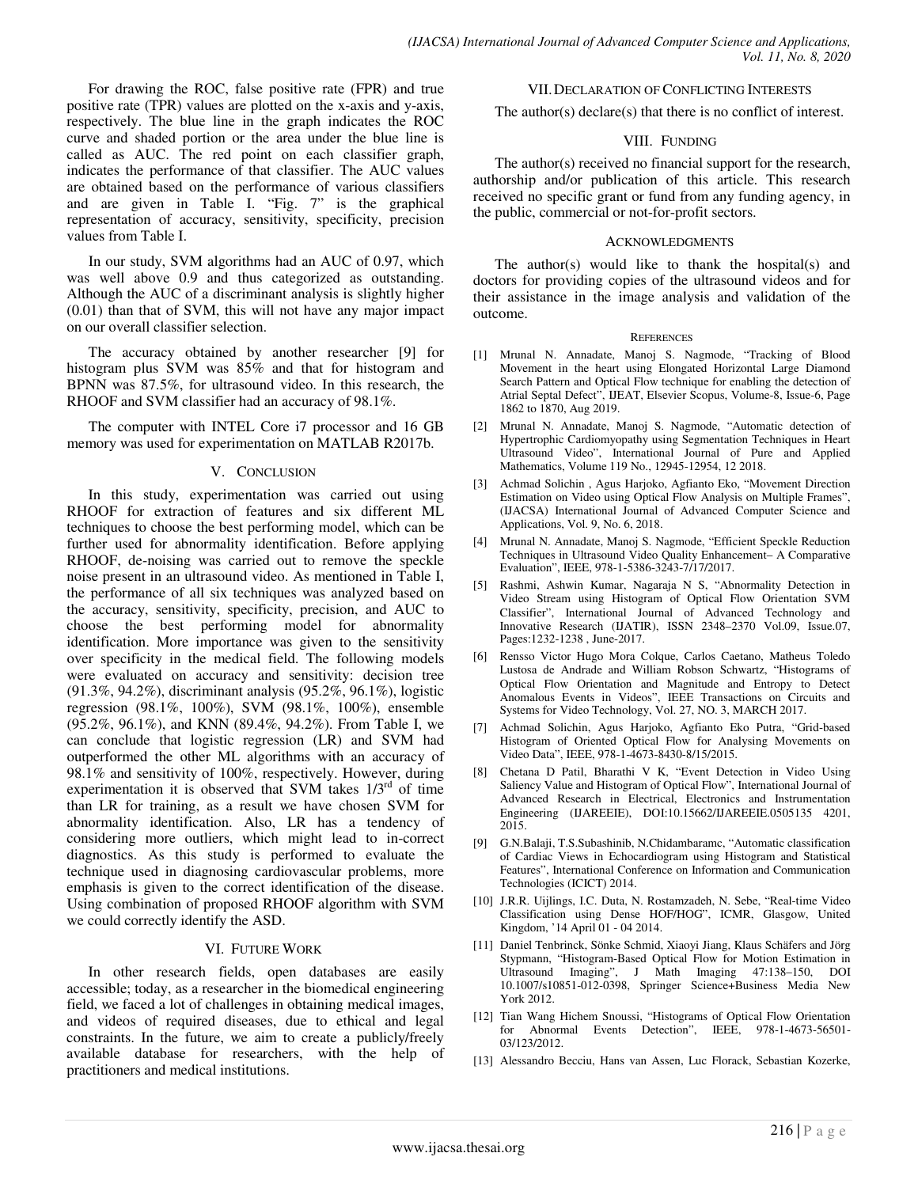For drawing the ROC, false positive rate (FPR) and true positive rate (TPR) values are plotted on the x-axis and y-axis, respectively. The blue line in the graph indicates the ROC curve and shaded portion or the area under the blue line is called as AUC. The red point on each classifier graph, indicates the performance of that classifier. The AUC values are obtained based on the performance of various classifiers and are given in Table I. "Fig. 7" is the graphical representation of accuracy, sensitivity, specificity, precision values from Table I.

In our study, SVM algorithms had an AUC of 0.97, which was well above 0.9 and thus categorized as outstanding. Although the AUC of a discriminant analysis is slightly higher (0.01) than that of SVM, this will not have any major impact on our overall classifier selection.

The accuracy obtained by another researcher [9] for histogram plus SVM was 85% and that for histogram and BPNN was 87.5%, for ultrasound video. In this research, the RHOOF and SVM classifier had an accuracy of 98.1%.

The computer with INTEL Core i7 processor and 16 GB memory was used for experimentation on MATLAB R2017b.

## V. Conclusion

In this study, experimentation was carried out using RHOOF for extraction of features and six different ML techniques to choose the best performing model, which can be further used for abnormality identification. Before applying RHOOF, de-noising was carried out to remove the speckle noise present in an ultrasound video. As mentioned in Table I, the performance of all six techniques was analyzed based on the accuracy, sensitivity, specificity, precision, and AUC to choose the best performing model for abnormality identification. More importance was given to the sensitivity over specificity in the medical field. The following models were evaluated on accuracy and sensitivity: decision tree (91.3%, 94.2%), discriminant analysis (95.2%, 96.1%), logistic regression (98.1%, 100%), SVM (98.1%, 100%), ensemble (95.2%, 96.1%), and KNN (89.4%, 94.2%). From Table I, we can conclude that logistic regression (LR) and SVM had outperformed the other ML algorithms with an accuracy of 98.1% and sensitivity of 100%, respectively. However, during experimentation it is observed that SVM takes 1/3rd of time than LR for training, as a result we have chosen SVM for abnormality identification. Also, LR has a tendency of considering more outliers, which might lead to in-correct diagnostics. As this study is performed to evaluate the technique used in diagnosing cardiovascular problems, more emphasis is given to the correct identification of the disease. Using combination of proposed RHOOF algorithm with SVM we could correctly identify the ASD.

## VI. Future Work

In other research fields, open databases are easily accessible; today, as a researcher in the biomedical engineering field, we faced a lot of challenges in obtaining medical images, and videos of required diseases, due to ethical and legal constraints. In the future, we aim to create a publicly/freely available database for researchers, with the help of practitioners and medical institutions.

## VII. Declaration of Conflicting Interests

The author(s) declare(s) that there is no conflict of interest.

## VIII. Funding

The author(s) received no financial support for the research, authorship and/or publication of this article. This research received no specific grant or fund from any funding agency, in the public, commercial or not-for-profit sectors.

## Acknowledgments

The author(s) would like to thank the hospital(s) and doctors for providing copies of the ultrasound videos and for their assistance in the image analysis and validation of the outcome.

## References

[1] Mrunal N. Annadate, Manoj S. Nagmode, "Tracking of Blood Movement in the heart using Elongated Horizontal Large Diamond Search Pattern and Optical Flow technique for enabling the detection of Atrial Septal Defect", IJEAT, Elsevier Scopus, Volume-8, Issue-6, Page 1862 to 1870, Aug 2019.

[2] Mrunal N. Annadate, Manoj S. Nagmode, "Automatic detection of Hypertrophic Cardiomyopathy using Segmentation Techniques in Heart Ultrasound Video", International Journal of Pure and Applied Mathematics, Volume 119 No., 12945-12954, 12 2018.

[3] Achmad Solichin , Agus Harjoko, Agfianto Eko, "Movement Direction Estimation on Video using Optical Flow Analysis on Multiple Frames", (IJACSA) International Journal of Advanced Computer Science and Applications, Vol. 9, No. 6, 2018.

[4] Mrunal N. Annadate, Manoj S. Nagmode, "Efficient Speckle Reduction Techniques in Ultrasound Video Quality Enhancement– A Comparative Evaluation", IEEE, 978-1-5386-3243-7/17/2017.

[5] Rashmi, Ashwin Kumar, Nagaraja N S, "Abnormality Detection in Video Stream using Histogram of Optical Flow Orientation SVM Classifier", International Journal of Advanced Technology and Innovative Research (IJATIR), ISSN 2348–2370 Vol.09, Issue.07, Pages:1232-1238 , June-2017.

[6] Rensso Victor Hugo Mora Colque, Carlos Caetano, Matheus Toledo Lustosa de Andrade and William Robson Schwartz, "Histograms of Optical Flow Orientation and Magnitude and Entropy to Detect Anomalous Events in Videos", IEEE Transactions on Circuits and Systems for Video Technology, Vol. 27, NO. 3, MARCH 2017.

[7] Achmad Solichin, Agus Harjoko, Agfianto Eko Putra, "Grid-based Histogram of Oriented Optical Flow for Analysing Movements on Video Data", IEEE, 978-1-4673-8430-8/15/2015.

[8] Chetana D Patil, Bharathi V K, "Event Detection in Video Using Saliency Value and Histogram of Optical Flow", International Journal of Advanced Research in Electrical, Electronics and Instrumentation Engineering (IJAREEIE), DOI:10.15662/IJAREEIE.0505135 4201, 2015.

[9] G.N.Balaji, T.S.Subashinib, N.Chidambaramc, "Automatic classification of Cardiac Views in Echocardiogram using Histogram and Statistical Features", International Conference on Information and Communication Technologies (ICICT) 2014.

[10] J.R.R. Uijlings, I.C. Duta, N. Rostamzadeh, N. Sebe, "Real-time Video Classification using Dense HOF/HOG", ICMR, Glasgow, United Kingdom, '14 April 01 - 04 2014.

[11] Daniel Tenbrinck, Sönke Schmid, Xiaoyi Jiang, Klaus Schäfers and Jörg Stypmann, "Histogram-Based Optical Flow for Motion Estimation in Ultrasound Imaging", J Math Imaging 47:138–150, DOI 10.1007/s10851-012-0398, Springer Science+Business Media New York 2012.

[12] Tian Wang Hichem Snoussi, "Histograms of Optical Flow Orientation for Abnormal Events Detection", IEEE, 978-1-4673-56501-03/123/2012.

[13] Alessandro Becciu, Hans van Assen, Luc Florack, Sebastian Kozerke,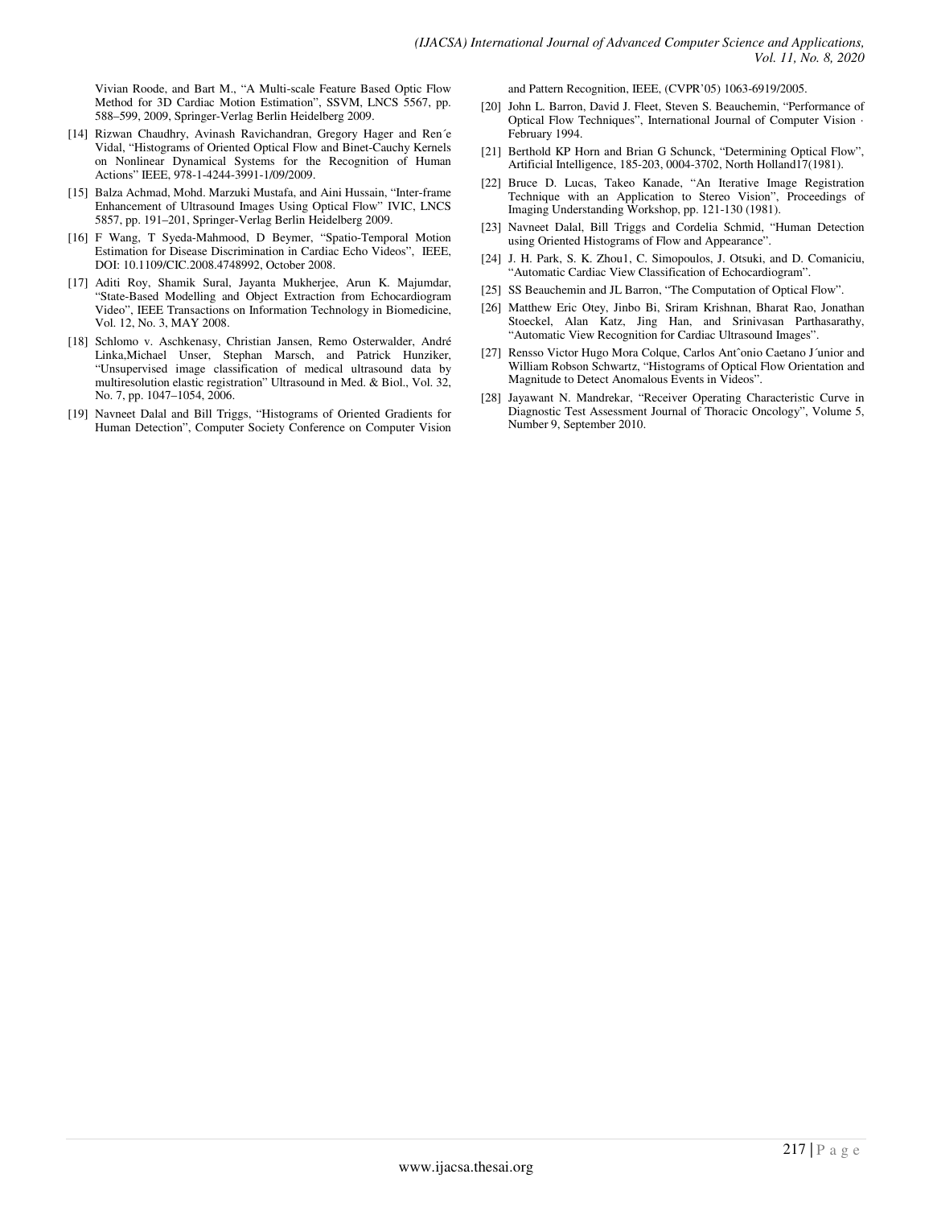Vivian Roode, and Bart M., "A Multi-scale Feature Based Optic Flow Method for 3D Cardiac Motion Estimation", SSVM, LNCS 5567, pp. 588–599, 2009, Springer-Verlag Berlin Heidelberg 2009.

[14] Rizwan Chaudhry, Avinash Ravichandran, Gregory Hager and Ren´e Vidal, "Histograms of Oriented Optical Flow and Binet-Cauchy Kernels on Nonlinear Dynamical Systems for the Recognition of Human Actions" IEEE, 978-1-4244-3991-1/09/2009.

[15] Balza Achmad, Mohd. Marzuki Mustafa, and Aini Hussain, "Inter-frame Enhancement of Ultrasound Images Using Optical Flow" IVIC, LNCS 5857, pp. 191–201, Springer-Verlag Berlin Heidelberg 2009.

[16] F Wang, T Syeda-Mahmood, D Beymer, "Spatio-Temporal Motion Estimation for Disease Discrimination in Cardiac Echo Videos", IEEE, DOI: 10.1109/CIC.2008.4748992, October 2008.

[17] Aditi Roy, Shamik Sural, Jayanta Mukherjee, Arun K. Majumdar, "State-Based Modelling and Object Extraction from Echocardiogram Video", IEEE Transactions on Information Technology in Biomedicine, Vol. 12, No. 3, MAY 2008.

[18] Schlomo v. Aschkenasy, Christian Jansen, Remo Osterwalder, André Linka,Michael Unser, Stephan Marsch, and Patrick Hunziker, "Unsupervised image classification of medical ultrasound data by multiresolution elastic registration" Ultrasound in Med. & Biol., Vol. 32, No. 7, pp. 1047–1054, 2006.

[19] Navneet Dalal and Bill Triggs, "Histograms of Oriented Gradients for Human Detection", Computer Society Conference on Computer Vision and Pattern Recognition, IEEE, (CVPR'05) 1063-6919/2005.

[20] John L. Barron, David J. Fleet, Steven S. Beauchemin, "Performance of Optical Flow Techniques", International Journal of Computer Vision · February 1994.

[21] Berthold KP Horn and Brian G Schunck, "Determining Optical Flow", Artificial Intelligence, 185-203, 0004-3702, North Holland17(1981).

[22] Bruce D. Lucas, Takeo Kanade, "An Iterative Image Registration Technique with an Application to Stereo Vision", Proceedings of Imaging Understanding Workshop, pp. 121-130 (1981).

[23] Navneet Dalal, Bill Triggs and Cordelia Schmid, "Human Detection using Oriented Histograms of Flow and Appearance".

[24] J. H. Park, S. K. Zhou1, C. Simopoulos, J. Otsuki, and D. Comaniciu, "Automatic Cardiac View Classification of Echocardiogram".

[25] SS Beauchemin and JL Barron, "The Computation of Optical Flow".

[26] Matthew Eric Otey, Jinbo Bi, Sriram Krishnan, Bharat Rao, Jonathan Stoeckel, Alan Katz, Jing Han, and Srinivasan Parthasarathy, "Automatic View Recognition for Cardiac Ultrasound Images".

[27] Rensso Victor Hugo Mora Colque, Carlos Antˆonio Caetano J´unior and William Robson Schwartz, "Histograms of Optical Flow Orientation and Magnitude to Detect Anomalous Events in Videos".

[28] Jayawant N. Mandrekar, "Receiver Operating Characteristic Curve in Diagnostic Test Assessment Journal of Thoracic Oncology", Volume 5, Number 9, September 2010.